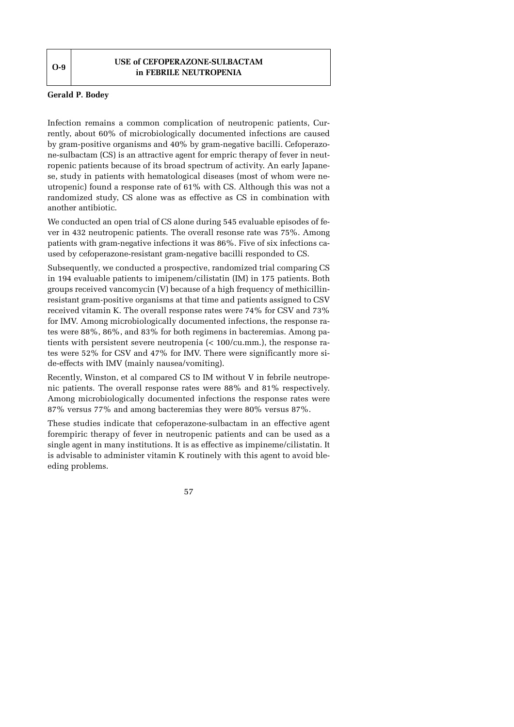# O-9 USE of CEFOPERAZONE-SULBACTAM in FEBRILE NEUTROPENIA

**Gerald P. Bodey**

Infection remains a common complication of neutropenic patients, Currently, about 60% of microbiologically documented infections are caused by gram-positive organisms and 40% by gram-negative bacilli. Cefoperazone-sulbactam (CS) is an attractive agent for empric therapy of fever in neutropenic patients because of its broad spectrum of activity. An early Japanese, study in patients with hematological diseases (most of whom were neutropenic) found a response rate of 61% with CS. Although this was not a randomized study, CS alone was as effective as CS in combination with another antibiotic.

We conducted an open trial of CS alone during 545 evaluable episodes of fever in 432 neutropenic patients. The overall resonse rate was 75%. Among patients with gram-negative infections it was 86%. Five of six infections caused by cefoperazone-resistant gram-negative bacilli responded to CS.

Subsequently, we conducted a prospective, randomized trial comparing CS in 194 evaluable patients to imipenem/cilistatin (IM) in 175 patients. Both groups received vancomycin (V) because of a high frequency of methicillin-resistant gram-positive organisms at that time and patients assigned to CSV received vitamin K. The overall response rates were 74% for CSV and 73% for IMV. Among microbiologically documented infections, the response rates were 88%, 86%, and 83% for both regimens in bacteremias. Among patients with persistent severe neutropenia (< 100/cu.mm.), the response rates were 52% for CSV and 47% for IMV. There were significantly more side-effects with IMV (mainly nausea/vomiting).

Recently, Winston, et al compared CS to IM without V in febrile neutropenic patients. The overall response rates were 88% and 81% respectively. Among microbiologically documented infections the response rates were 87% versus 77% and among bacteremias they were 80% versus 87%.

These studies indicate that cefoperazone-sulbactam in an effective agent forempiric therapy of fever in neutropenic patients and can be used as a single agent in many institutions. It is as effective as impineme/cilistatin. It is advisable to administer vitamin K routinely with this agent to avoid bleeding problems.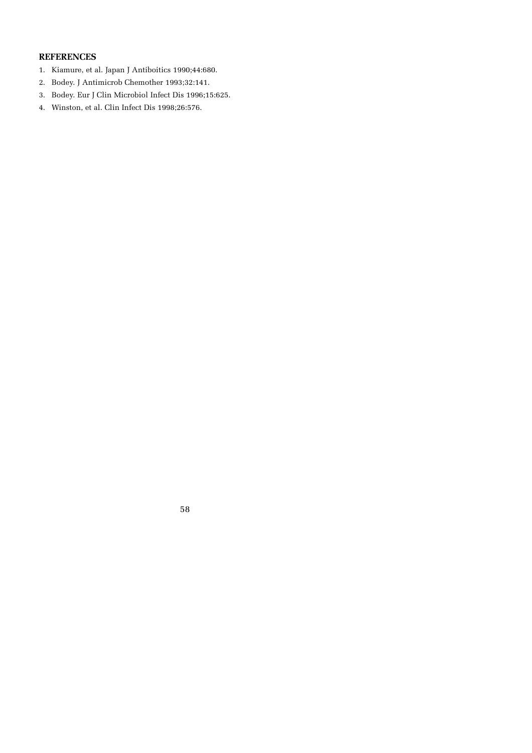**REFERENCES**

1. Kiamure, et al. Japan J Antiboitics 1990;44:680.
2. Bodey. J Antimicrob Chemother 1993;32:141.
3. Bodey. Eur J Clin Microbiol Infect Dis 1996;15:625.
4. Winston, et al. Clin Infect Dis 1998;26:576.